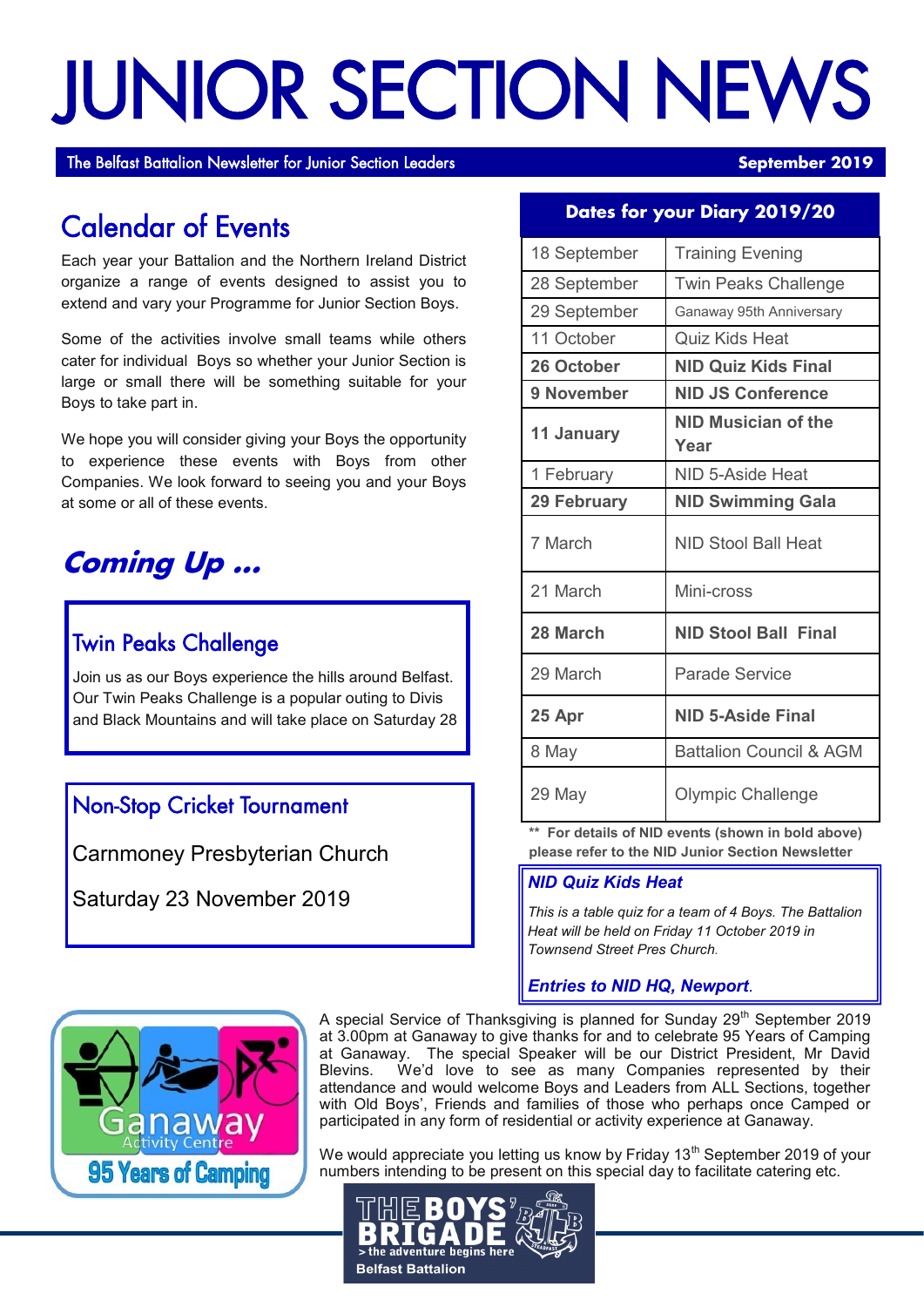# JUNIOR SECTION NEWS

The Belfast Battalion Newsletter for Junior Section Leaders — **September 2019**

## Calendar of Events

Each year your Battalion and the Northern Ireland District organize a range of events designed to assist you to extend and vary your Programme for Junior Section Boys.

Some of the activities involve small teams while others cater for individual Boys so whether your Junior Section is large or small there will be something suitable for your Boys to take part in.

We hope you will consider giving your Boys the opportunity to experience these events with Boys from other Companies. We look forward to seeing you and your Boys at some or all of these events.

## *Coming Up ...*

### Twin Peaks Challenge

Join us as our Boys experience the hills around Belfast. Our Twin Peaks Challenge is a popular outing to Divis and Black Mountains and will take place on Saturday 28

### Non-Stop Cricket Tournament

Carnmoney Presbyterian Church

Saturday 23 November 2019

### Dates for your Diary 2019/20

| Date | Event |
|---|---|
| 18 September | Training Evening |
| 28 September | Twin Peaks Challenge |
| 29 September | Ganaway 95th Anniversary |
| 11 October | Quiz Kids Heat |
| **26 October** | **NID Quiz Kids Final** |
| **9 November** | **NID JS Conference** |
| **11 January** | **NID Musician of the Year** |
| 1 February | NID 5-Aside Heat |
| **29 February** | **NID Swimming Gala** |
| 7 March | NID Stool Ball Heat |
| 21 March | Mini-cross |
| **28 March** | **NID Stool Ball Final** |
| 29 March | Parade Service |
| **25 Apr** | **NID 5-Aside Final** |
| 8 May | Battalion Council & AGM |
| 29 May | Olympic Challenge |

**\*\* For details of NID events (shown in bold above) please refer to the NID Junior Section Newsletter**

### *NID Quiz Kids Heat*

*This is a table quiz for a team of 4 Boys. The Battalion Heat will be held on Friday 11 October 2019 in Townsend Street Pres Church.*

***Entries to NID HQ, Newport.***

Ganaway Activity Centre — 95 Years of Camping

A special Service of Thanksgiving is planned for Sunday 29th September 2019 at 3.00pm at Ganaway to give thanks for and to celebrate 95 Years of Camping at Ganaway. The special Speaker will be our District President, Mr David Blevins. We'd love to see as many Companies represented by their attendance and would welcome Boys and Leaders from ALL Sections, together with Old Boys', Friends and families of those who perhaps once Camped or participated in any form of residential or activity experience at Ganaway.

We would appreciate you letting us know by Friday 13th September 2019 of your numbers intending to be present on this special day to facilitate catering etc.

THE BOYS' BRIGADE > the adventure begins here — Belfast Battalion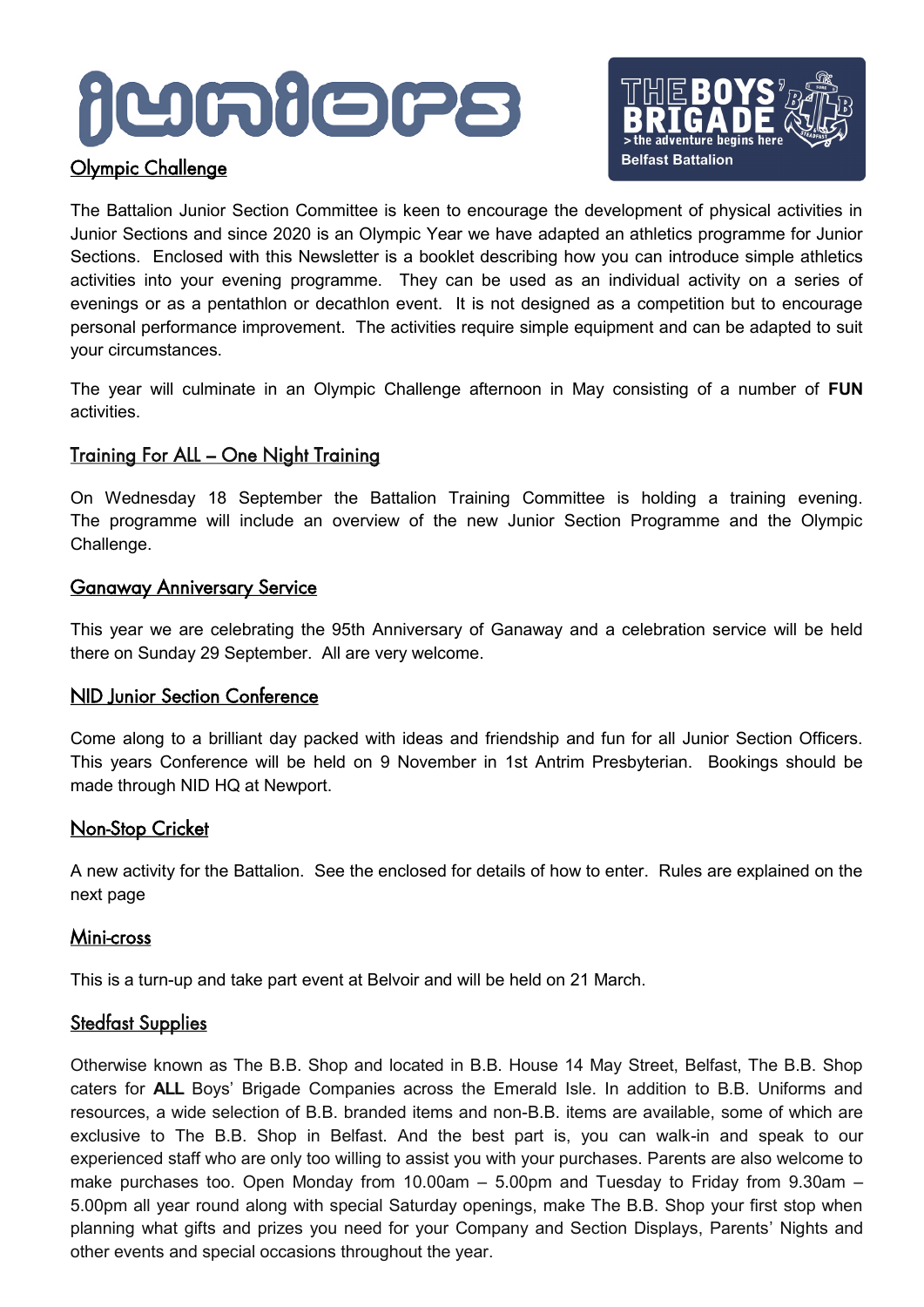# juniors

**THE BOYS' BRIGADE**
> the adventure begins here
Belfast Battalion

## Olympic Challenge

The Battalion Junior Section Committee is keen to encourage the development of physical activities in Junior Sections and since 2020 is an Olympic Year we have adapted an athletics programme for Junior Sections. Enclosed with this Newsletter is a booklet describing how you can introduce simple athletics activities into your evening programme. They can be used as an individual activity on a series of evenings or as a pentathlon or decathlon event. It is not designed as a competition but to encourage personal performance improvement. The activities require simple equipment and can be adapted to suit your circumstances.

The year will culminate in an Olympic Challenge afternoon in May consisting of a number of **FUN** activities.

## Training For ALL – One Night Training

On Wednesday 18 September the Battalion Training Committee is holding a training evening. The programme will include an overview of the new Junior Section Programme and the Olympic Challenge.

## Ganaway Anniversary Service

This year we are celebrating the 95th Anniversary of Ganaway and a celebration service will be held there on Sunday 29 September. All are very welcome.

## NID Junior Section Conference

Come along to a brilliant day packed with ideas and friendship and fun for all Junior Section Officers. This years Conference will be held on 9 November in 1st Antrim Presbyterian. Bookings should be made through NID HQ at Newport.

## Non-Stop Cricket

A new activity for the Battalion. See the enclosed for details of how to enter. Rules are explained on the next page

## Mini-cross

This is a turn-up and take part event at Belvoir and will be held on 21 March.

## Stedfast Supplies

Otherwise known as The B.B. Shop and located in B.B. House 14 May Street, Belfast, The B.B. Shop caters for **ALL** Boys' Brigade Companies across the Emerald Isle. In addition to B.B. Uniforms and resources, a wide selection of B.B. branded items and non-B.B. items are available, some of which are exclusive to The B.B. Shop in Belfast. And the best part is, you can walk-in and speak to our experienced staff who are only too willing to assist you with your purchases. Parents are also welcome to make purchases too. Open Monday from 10.00am – 5.00pm and Tuesday to Friday from 9.30am – 5.00pm all year round along with special Saturday openings, make The B.B. Shop your first stop when planning what gifts and prizes you need for your Company and Section Displays, Parents' Nights and other events and special occasions throughout the year.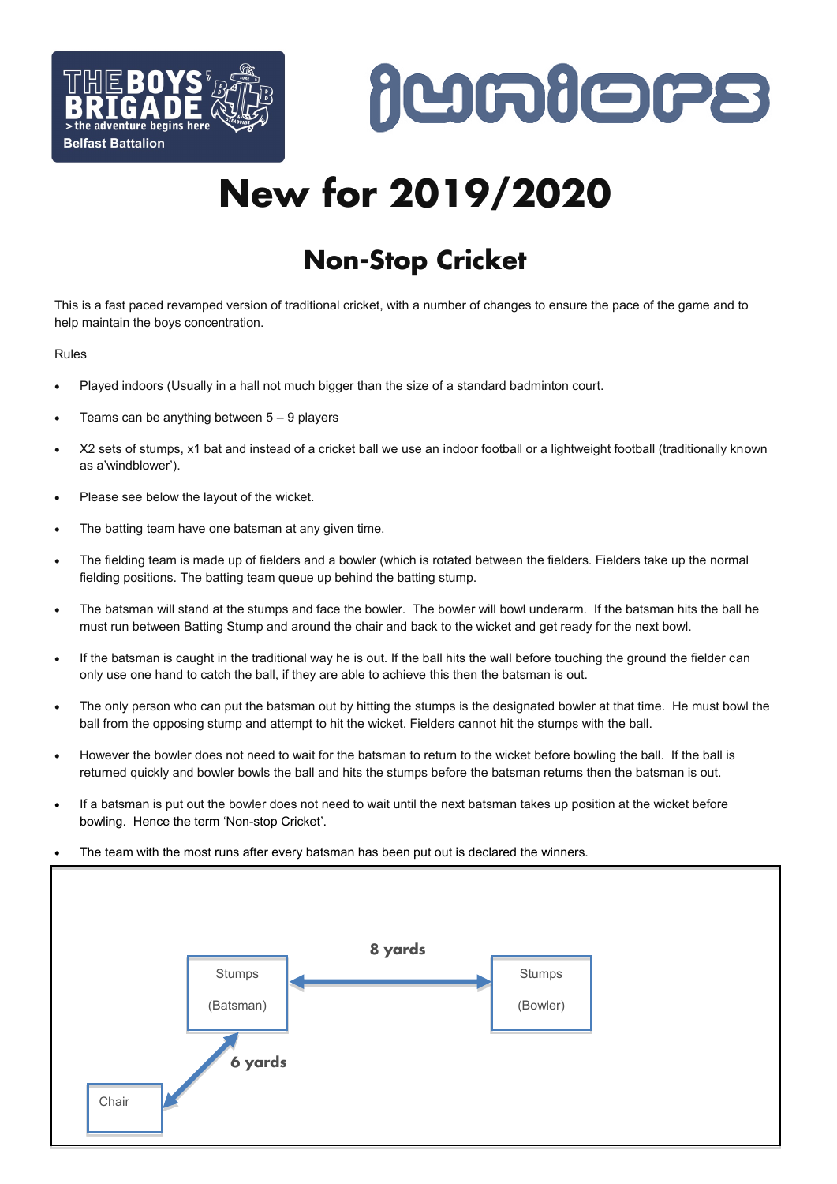THE BOYS' BRIGADE
> the adventure begins here
Belfast Battalion

juniors

# New for 2019/2020

## Non-Stop Cricket

This is a fast paced revamped version of traditional cricket, with a number of changes to ensure the pace of the game and to help maintain the boys concentration.

Rules

- Played indoors (Usually in a hall not much bigger than the size of a standard badminton court.
- Teams can be anything between 5 – 9 players
- X2 sets of stumps, x1 bat and instead of a cricket ball we use an indoor football or a lightweight football (traditionally known as a'windblower').
- Please see below the layout of the wicket.
- The batting team have one batsman at any given time.
- The fielding team is made up of fielders and a bowler (which is rotated between the fielders. Fielders take up the normal fielding positions. The batting team queue up behind the batting stump.
- The batsman will stand at the stumps and face the bowler. The bowler will bowl underarm. If the batsman hits the ball he must run between Batting Stump and around the chair and back to the wicket and get ready for the next bowl.
- If the batsman is caught in the traditional way he is out. If the ball hits the wall before touching the ground the fielder can only use one hand to catch the ball, if they are able to achieve this then the batsman is out.
- The only person who can put the batsman out by hitting the stumps is the designated bowler at that time. He must bowl the ball from the opposing stump and attempt to hit the wicket. Fielders cannot hit the stumps with the ball.
- However the bowler does not need to wait for the batsman to return to the wicket before bowling the ball. If the ball is returned quickly and bowler bowls the ball and hits the stumps before the batsman returns then the batsman is out.
- If a batsman is put out the bowler does not need to wait until the next batsman takes up position at the wicket before bowling. Hence the term 'Non-stop Cricket'.
- The team with the most runs after every batsman has been put out is declared the winners.

Stumps (Batsman) ← **8 yards** → Stumps (Bowler)

Chair ← **6 yards** → Stumps (Batsman)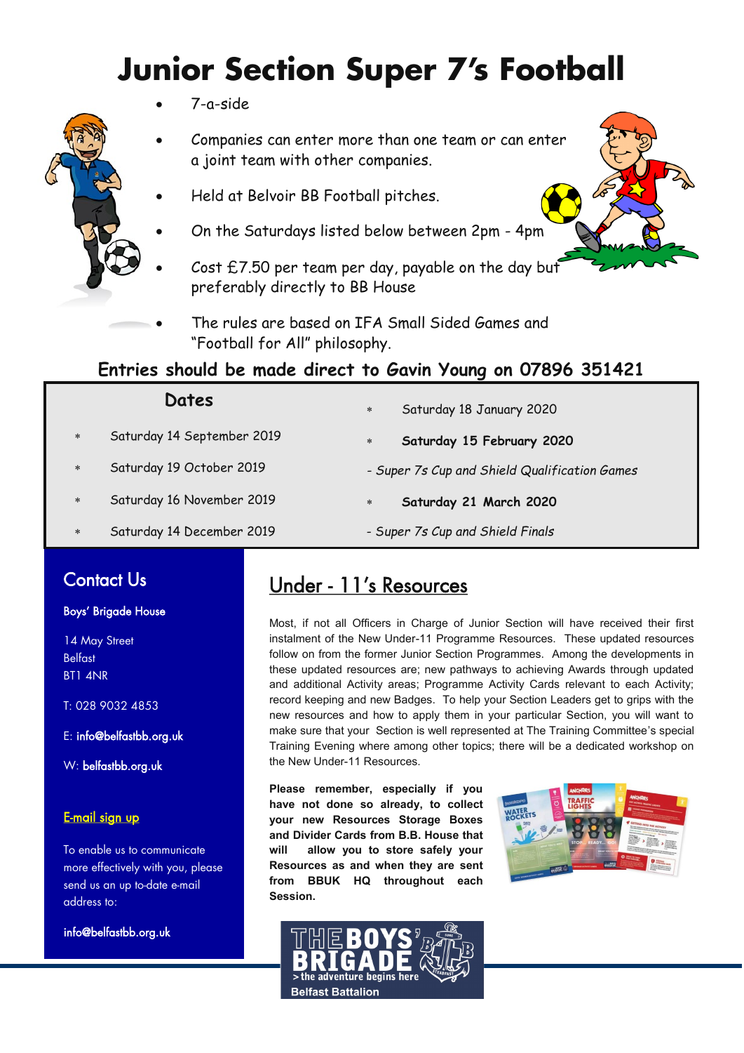# Junior Section Super 7's Football

- 7-a-side
- Companies can enter more than one team or can enter a joint team with other companies.
- Held at Belvoir BB Football pitches.
- On the Saturdays listed below between 2pm - 4pm
- Cost £7.50 per team per day, payable on the day but preferably directly to BB House
- The rules are based on IFA Small Sided Games and "Football for All" philosophy.

**Entries should be made direct to Gavin Young on 07896 351421**

## Dates

- Saturday 14 September 2019
- Saturday 19 October 2019
- Saturday 16 November 2019
- Saturday 14 December 2019
- Saturday 18 January 2020
- **Saturday 15 February 2020**

*- Super 7s Cup and Shield Qualification Games*

- **Saturday 21 March 2020**

*- Super 7s Cup and Shield Finals*

## Contact Us

**Boys' Brigade House**

14 May Street
Belfast
BT1 4NR

T: 028 9032 4853

E: **info@belfastbb.org.uk**

W: **belfastbb.org.uk**

### E-mail sign up

To enable us to communicate more effectively with you, please send us an up to-date e-mail address to:

**info@belfastbb.org.uk**

## Under - 11's Resources

Most, if not all Officers in Charge of Junior Section will have received their first instalment of the New Under-11 Programme Resources. These updated resources follow on from the former Junior Section Programmes. Among the developments in these updated resources are; new pathways to achieving Awards through updated and additional Activity areas; Programme Activity Cards relevant to each Activity; record keeping and new Badges. To help your Section Leaders get to grips with the new resources and how to apply them in your particular Section, you will want to make sure that your Section is well represented at The Training Committee's special Training Evening where among other topics; there will be a dedicated workshop on the New Under-11 Resources.

**Please remember, especially if you have not done so already, to collect your new Resources Storage Boxes and Divider Cards from B.B. House that will allow you to store safely your Resources as and when they are sent from BBUK HQ throughout each Session.**

THE BOYS' BRIGADE
> the adventure begins here
Belfast Battalion